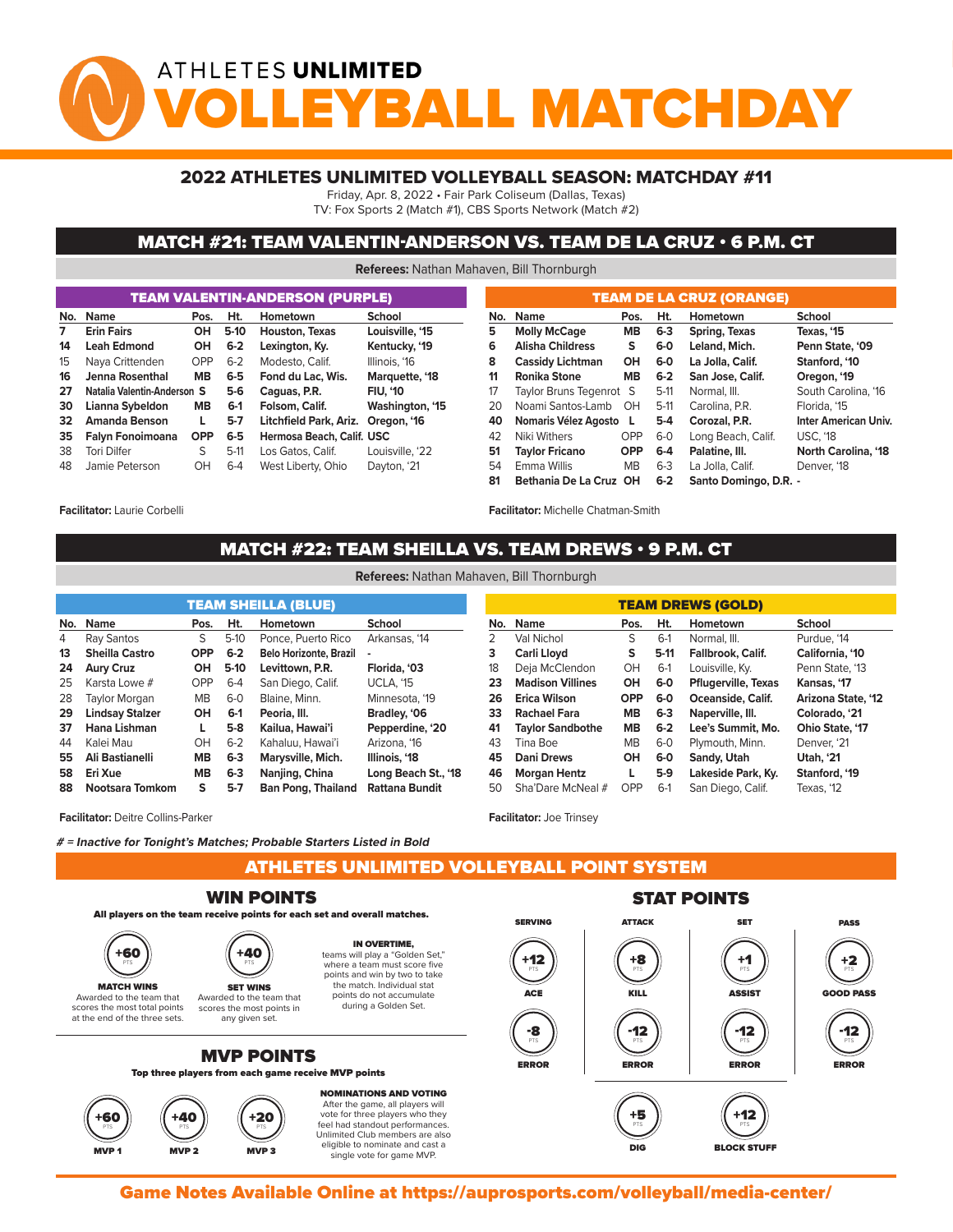# ATHLETES UNLIMITED VOLLEYBALL MATCHDAY

## 2022 ATHLETES UNLIMITED VOLLEYBALL SEASON: MATCHDAY #11

Friday, Apr. 8, 2022 • Fair Park Coliseum (Dallas, Texas)
TV: Fox Sports 2 (Match #1), CBS Sports Network (Match #2)

## MATCH #21: TEAM VALENTIN-ANDERSON VS. TEAM DE LA CRUZ • 6 P.M. CT

**Referees:** Nathan Mahaven, Bill Thornburgh

### TEAM VALENTIN-ANDERSON (PURPLE)

| No. | Name | Pos. | Ht. | Hometown | School |
|---|---|---|---|---|---|
| **7** | **Erin Fairs** | **OH** | **5-10** | **Houston, Texas** | **Louisville, '15** |
| **14** | **Leah Edmond** | **OH** | **6-2** | **Lexington, Ky.** | **Kentucky, '19** |
| 15 | Naya Crittenden | OPP | 6-2 | Modesto, Calif. | Illinois, '16 |
| **16** | **Jenna Rosenthal** | **MB** | **6-5** | **Fond du Lac, Wis.** | **Marquette, '18** |
| **27** | **Natalia Valentin-Anderson** | **S** | **5-6** | **Caguas, P.R.** | **FIU, '10** |
| **30** | **Lianna Sybeldon** | **MB** | **6-1** | **Folsom, Calif.** | **Washington, '15** |
| **32** | **Amanda Benson** | **L** | **5-7** | **Litchfield Park, Ariz.** | **Oregon, '16** |
| **35** | **Falyn Fonoimoana** | **OPP** | **6-5** | **Hermosa Beach, Calif.** | **USC** |
| 38 | Tori Dilfer | S | 5-11 | Los Gatos, Calif. | Louisville, '22 |
| 48 | Jamie Peterson | OH | 6-4 | West Liberty, Ohio | Dayton, '21 |

**Facilitator:** Laurie Corbelli

### TEAM DE LA CRUZ (ORANGE)

| No. | Name | Pos. | Ht. | Hometown | School |
|---|---|---|---|---|---|
| **5** | **Molly McCage** | **MB** | **6-3** | **Spring, Texas** | **Texas, '15** |
| **6** | **Alisha Childress** | **S** | **6-0** | **Leland, Mich.** | **Penn State, '09** |
| **8** | **Cassidy Lichtman** | **OH** | **6-0** | **La Jolla, Calif.** | **Stanford, '10** |
| **11** | **Ronika Stone** | **MB** | **6-2** | **San Jose, Calif.** | **Oregon, '19** |
| 17 | Taylor Bruns Tegenrot | S | 5-11 | Normal, Ill. | South Carolina, '16 |
| 20 | Noami Santos-Lamb | OH | 5-11 | Carolina, P.R. | Florida, '15 |
| **40** | **Nomaris Vélez Agosto** | **L** | **5-4** | **Corozal, P.R.** | **Inter American Univ.** |
| 42 | Niki Withers | OPP | 6-0 | Long Beach, Calif. | USC, '18 |
| **51** | **Taylor Fricano** | **OPP** | **6-4** | **Palatine, Ill.** | **North Carolina, '18** |
| 54 | Emma Willis | MB | 6-3 | La Jolla, Calif. | Denver, '18 |
| **81** | **Bethania De La Cruz** | **OH** | **6-2** | **Santo Domingo, D.R.** | **-** |

**Facilitator:** Michelle Chatman-Smith

## MATCH #22: TEAM SHEILLA VS. TEAM DREWS • 9 P.M. CT

**Referees:** Nathan Mahaven, Bill Thornburgh

### TEAM SHEILLA (BLUE)

| No. | Name | Pos. | Ht. | Hometown | School |
|---|---|---|---|---|---|
| 4 | Ray Santos | S | 5-10 | Ponce, Puerto Rico | Arkansas, '14 |
| **13** | **Sheilla Castro** | **OPP** | **6-2** | **Belo Horizonte, Brazil** | **-** |
| **24** | **Aury Cruz** | **OH** | **5-10** | **Levittown, P.R.** | **Florida, '03** |
| 25 | Karsta Lowe # | OPP | 6-4 | San Diego, Calif. | UCLA, '15 |
| 28 | Taylor Morgan | MB | 6-0 | Blaine, Minn. | Minnesota, '19 |
| **29** | **Lindsay Stalzer** | **OH** | **6-1** | **Peoria, Ill.** | **Bradley, '06** |
| **37** | **Hana Lishman** | **L** | **5-8** | **Kailua, Hawai'i** | **Pepperdine, '20** |
| 44 | Kalei Mau | OH | 6-2 | Kahaluu, Hawai'i | Arizona, '16 |
| **55** | **Ali Bastianelli** | **MB** | **6-3** | **Marysville, Mich.** | **Illinois, '18** |
| **58** | **Eri Xue** | **MB** | **6-3** | **Nanjing, China** | **Long Beach St., '18** |
| **88** | **Nootsara Tomkom** | **S** | **5-7** | **Ban Pong, Thailand** | **Rattana Bundit** |

**Facilitator:** Deitre Collins-Parker

### TEAM DREWS (GOLD)

| No. | Name | Pos. | Ht. | Hometown | School |
|---|---|---|---|---|---|
| 2 | Val Nichol | S | 6-1 | Normal, Ill. | Purdue, '14 |
| **3** | **Carli Lloyd** | **S** | **5-11** | **Fallbrook, Calif.** | **California, '10** |
| 18 | Deja McClendon | OH | 6-1 | Louisville, Ky. | Penn State, '13 |
| **23** | **Madison Villines** | **OH** | **6-0** | **Pflugerville, Texas** | **Kansas, '17** |
| **26** | **Erica Wilson** | **OPP** | **6-0** | **Oceanside, Calif.** | **Arizona State, '12** |
| **33** | **Rachael Fara** | **MB** | **6-3** | **Naperville, Ill.** | **Colorado, '21** |
| **41** | **Taylor Sandbothe** | **MB** | **6-2** | **Lee's Summit, Mo.** | **Ohio State, '17** |
| 43 | Tina Boe | MB | 6-0 | Plymouth, Minn. | Denver, '21 |
| **45** | **Dani Drews** | **OH** | **6-0** | **Sandy, Utah** | **Utah, '21** |
| **46** | **Morgan Hentz** | **L** | **5-9** | **Lakeside Park, Ky.** | **Stanford, '19** |
| 50 | Sha'Dare McNeal # | OPP | 6-1 | San Diego, Calif. | Texas, '12 |

**Facilitator:** Joe Trinsey

***# = Inactive for Tonight's Matches; Probable Starters Listed in Bold***

## ATHLETES UNLIMITED VOLLEYBALL POINT SYSTEM

### WIN POINTS

**All players on the team receive points for each set and overall matches.**

- **+60 PTS — MATCH WINS**: Awarded to the team that scores the most total points at the end of the three sets.
- **+40 PTS — SET WINS**: Awarded to the team that scores the most points in any given set.

**IN OVERTIME,** teams will play a "Golden Set," where a team must score five points and win by two to take the match. Individual stat points do not accumulate during a Golden Set.

### MVP POINTS

**Top three players from each game receive MVP points**

- **+60 PTS — MVP 1**
- **+40 PTS — MVP 2**
- **+20 PTS — MVP 3**

**NOMINATIONS AND VOTING**
After the game, all players will vote for three players who they feel had standout performances. Unlimited Club members are also eligible to nominate and cast a single vote for game MVP.

### STAT POINTS

| SERVING | ATTACK | SET | PASS |
|---|---|---|---|
| +12 PTS ACE | +8 PTS KILL | +1 PTS ASSIST | +2 PTS GOOD PASS |
| -8 PTS ERROR | -12 PTS ERROR | -12 PTS ERROR | -12 PTS ERROR |
| | +5 PTS DIG | +12 PTS BLOCK STUFF | |

**Game Notes Available Online at https://auprosports.com/volleyball/media-center/**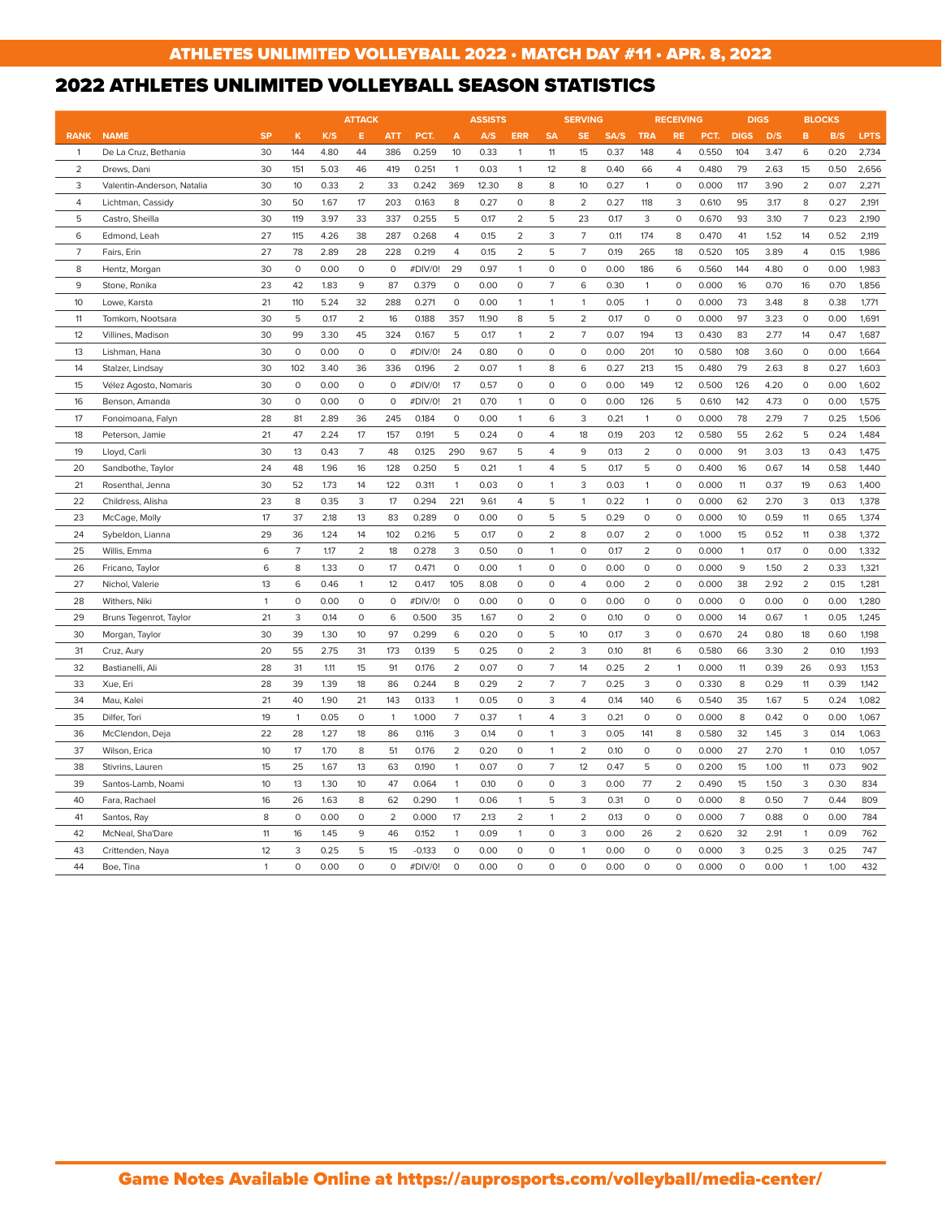## 2022 ATHLETES UNLIMITED VOLLEYBALL SEASON STATISTICS

| | | | ATTACK | | | | | ASSISTS | | | SERVING | | | RECEIVING | | | DIGS | | BLOCKS | | |
|---|---|---|---|---|---|---|---|---|---|---|---|---|---|---|---|---|---|---|---|---|---|
| RANK | NAME | SP | K | K/S | E | ATT | PCT. | A | A/S | ERR | SA | SE | SA/S | TRA | RE | PCT. | DIGS | D/S | B | B/S | LPTS |
| 1 | De La Cruz, Bethania | 30 | 144 | 4.80 | 44 | 386 | 0.259 | 10 | 0.33 | 1 | 11 | 15 | 0.37 | 148 | 4 | 0.550 | 104 | 3.47 | 6 | 0.20 | 2,734 |
| 2 | Drews, Dani | 30 | 151 | 5.03 | 46 | 419 | 0.251 | 1 | 0.03 | 1 | 12 | 8 | 0.40 | 66 | 4 | 0.480 | 79 | 2.63 | 15 | 0.50 | 2,656 |
| 3 | Valentin-Anderson, Natalia | 30 | 10 | 0.33 | 2 | 33 | 0.242 | 369 | 12.30 | 8 | 8 | 10 | 0.27 | 1 | 0 | 0.000 | 117 | 3.90 | 2 | 0.07 | 2,271 |
| 4 | Lichtman, Cassidy | 30 | 50 | 1.67 | 17 | 203 | 0.163 | 8 | 0.27 | 0 | 8 | 2 | 0.27 | 118 | 3 | 0.610 | 95 | 3.17 | 8 | 0.27 | 2,191 |
| 5 | Castro, Sheilla | 30 | 119 | 3.97 | 33 | 337 | 0.255 | 5 | 0.17 | 2 | 5 | 23 | 0.17 | 3 | 0 | 0.670 | 93 | 3.10 | 7 | 0.23 | 2,190 |
| 6 | Edmond, Leah | 27 | 115 | 4.26 | 38 | 287 | 0.268 | 4 | 0.15 | 2 | 3 | 7 | 0.11 | 174 | 8 | 0.470 | 41 | 1.52 | 14 | 0.52 | 2,119 |
| 7 | Fairs, Erin | 27 | 78 | 2.89 | 28 | 228 | 0.219 | 4 | 0.15 | 2 | 5 | 7 | 0.19 | 265 | 18 | 0.520 | 105 | 3.89 | 4 | 0.15 | 1,986 |
| 8 | Hentz, Morgan | 30 | 0 | 0.00 | 0 | 0 | #DIV/0! | 29 | 0.97 | 1 | 0 | 0 | 0.00 | 186 | 6 | 0.560 | 144 | 4.80 | 0 | 0.00 | 1,983 |
| 9 | Stone, Ronika | 23 | 42 | 1.83 | 9 | 87 | 0.379 | 0 | 0.00 | 0 | 7 | 6 | 0.30 | 1 | 0 | 0.000 | 16 | 0.70 | 16 | 0.70 | 1,856 |
| 10 | Lowe, Karsta | 21 | 110 | 5.24 | 32 | 288 | 0.271 | 0 | 0.00 | 1 | 1 | 1 | 0.05 | 1 | 0 | 0.000 | 73 | 3.48 | 8 | 0.38 | 1,771 |
| 11 | Tomkom, Nootsara | 30 | 5 | 0.17 | 2 | 16 | 0.188 | 357 | 11.90 | 8 | 5 | 2 | 0.17 | 0 | 0 | 0.000 | 97 | 3.23 | 0 | 0.00 | 1,691 |
| 12 | Villines, Madison | 30 | 99 | 3.30 | 45 | 324 | 0.167 | 5 | 0.17 | 1 | 2 | 7 | 0.07 | 194 | 13 | 0.430 | 83 | 2.77 | 14 | 0.47 | 1,687 |
| 13 | Lishman, Hana | 30 | 0 | 0.00 | 0 | 0 | #DIV/0! | 24 | 0.80 | 0 | 0 | 0 | 0.00 | 201 | 10 | 0.580 | 108 | 3.60 | 0 | 0.00 | 1,664 |
| 14 | Stalzer, Lindsay | 30 | 102 | 3.40 | 36 | 336 | 0.196 | 2 | 0.07 | 1 | 8 | 6 | 0.27 | 213 | 15 | 0.480 | 79 | 2.63 | 8 | 0.27 | 1,603 |
| 15 | Vélez Agosto, Nomaris | 30 | 0 | 0.00 | 0 | 0 | #DIV/0! | 17 | 0.57 | 0 | 0 | 0 | 0.00 | 149 | 12 | 0.500 | 126 | 4.20 | 0 | 0.00 | 1,602 |
| 16 | Benson, Amanda | 30 | 0 | 0.00 | 0 | 0 | #DIV/0! | 21 | 0.70 | 1 | 0 | 0 | 0.00 | 126 | 5 | 0.610 | 142 | 4.73 | 0 | 0.00 | 1,575 |
| 17 | Fonoimoana, Falyn | 28 | 81 | 2.89 | 36 | 245 | 0.184 | 0 | 0.00 | 1 | 6 | 3 | 0.21 | 1 | 0 | 0.000 | 78 | 2.79 | 7 | 0.25 | 1,506 |
| 18 | Peterson, Jamie | 21 | 47 | 2.24 | 17 | 157 | 0.191 | 5 | 0.24 | 0 | 4 | 18 | 0.19 | 203 | 12 | 0.580 | 55 | 2.62 | 5 | 0.24 | 1,484 |
| 19 | Lloyd, Carli | 30 | 13 | 0.43 | 7 | 48 | 0.125 | 290 | 9.67 | 5 | 4 | 9 | 0.13 | 2 | 0 | 0.000 | 91 | 3.03 | 13 | 0.43 | 1,475 |
| 20 | Sandbothe, Taylor | 24 | 48 | 1.96 | 16 | 128 | 0.250 | 5 | 0.21 | 1 | 4 | 5 | 0.17 | 5 | 0 | 0.400 | 16 | 0.67 | 14 | 0.58 | 1,440 |
| 21 | Rosenthal, Jenna | 30 | 52 | 1.73 | 14 | 122 | 0.311 | 1 | 0.03 | 0 | 1 | 3 | 0.03 | 1 | 0 | 0.000 | 11 | 0.37 | 19 | 0.63 | 1,400 |
| 22 | Childress, Alisha | 23 | 8 | 0.35 | 3 | 17 | 0.294 | 221 | 9.61 | 4 | 5 | 1 | 0.22 | 1 | 0 | 0.000 | 62 | 2.70 | 3 | 0.13 | 1,378 |
| 23 | McCage, Molly | 17 | 37 | 2.18 | 13 | 83 | 0.289 | 0 | 0.00 | 0 | 5 | 5 | 0.29 | 0 | 0 | 0.000 | 10 | 0.59 | 11 | 0.65 | 1,374 |
| 24 | Sybeldon, Lianna | 29 | 36 | 1.24 | 14 | 102 | 0.216 | 5 | 0.17 | 0 | 2 | 8 | 0.07 | 2 | 0 | 1.000 | 15 | 0.52 | 11 | 0.38 | 1,372 |
| 25 | Willis, Emma | 6 | 7 | 1.17 | 2 | 18 | 0.278 | 3 | 0.50 | 0 | 1 | 0 | 0.17 | 2 | 0 | 0.000 | 1 | 0.17 | 0 | 0.00 | 1,332 |
| 26 | Fricano, Taylor | 6 | 8 | 1.33 | 0 | 17 | 0.471 | 0 | 0.00 | 1 | 0 | 0 | 0.00 | 0 | 0 | 0.000 | 9 | 1.50 | 2 | 0.33 | 1,321 |
| 27 | Nichol, Valerie | 13 | 6 | 0.46 | 1 | 12 | 0.417 | 105 | 8.08 | 0 | 0 | 4 | 0.00 | 2 | 0 | 0.000 | 38 | 2.92 | 2 | 0.15 | 1,281 |
| 28 | Withers, Niki | 1 | 0 | 0.00 | 0 | 0 | #DIV/0! | 0 | 0.00 | 0 | 0 | 0 | 0.00 | 0 | 0 | 0.000 | 0 | 0.00 | 0 | 0.00 | 1,280 |
| 29 | Bruns Tegenrot, Taylor | 21 | 3 | 0.14 | 0 | 6 | 0.500 | 35 | 1.67 | 0 | 2 | 0 | 0.10 | 0 | 0 | 0.000 | 14 | 0.67 | 1 | 0.05 | 1,245 |
| 30 | Morgan, Taylor | 30 | 39 | 1.30 | 10 | 97 | 0.299 | 6 | 0.20 | 0 | 5 | 10 | 0.17 | 3 | 0 | 0.670 | 24 | 0.80 | 18 | 0.60 | 1,198 |
| 31 | Cruz, Aury | 20 | 55 | 2.75 | 31 | 173 | 0.139 | 5 | 0.25 | 0 | 2 | 3 | 0.10 | 81 | 6 | 0.580 | 66 | 3.30 | 2 | 0.10 | 1,193 |
| 32 | Bastianelli, Ali | 28 | 31 | 1.11 | 15 | 91 | 0.176 | 2 | 0.07 | 0 | 7 | 14 | 0.25 | 2 | 1 | 0.000 | 11 | 0.39 | 26 | 0.93 | 1,153 |
| 33 | Xue, Eri | 28 | 39 | 1.39 | 18 | 86 | 0.244 | 8 | 0.29 | 2 | 7 | 7 | 0.25 | 3 | 0 | 0.330 | 8 | 0.29 | 11 | 0.39 | 1,142 |
| 34 | Mau, Kalei | 21 | 40 | 1.90 | 21 | 143 | 0.133 | 1 | 0.05 | 0 | 3 | 4 | 0.14 | 140 | 6 | 0.540 | 35 | 1.67 | 5 | 0.24 | 1,082 |
| 35 | Dilfer, Tori | 19 | 1 | 0.05 | 0 | 1 | 1.000 | 7 | 0.37 | 1 | 4 | 3 | 0.21 | 0 | 0 | 0.000 | 8 | 0.42 | 0 | 0.00 | 1,067 |
| 36 | McClendon, Deja | 22 | 28 | 1.27 | 18 | 86 | 0.116 | 3 | 0.14 | 0 | 1 | 3 | 0.05 | 141 | 8 | 0.580 | 32 | 1.45 | 3 | 0.14 | 1,063 |
| 37 | Wilson, Erica | 10 | 17 | 1.70 | 8 | 51 | 0.176 | 2 | 0.20 | 0 | 1 | 2 | 0.10 | 0 | 0 | 0.000 | 27 | 2.70 | 1 | 0.10 | 1,057 |
| 38 | Stivrins, Lauren | 15 | 25 | 1.67 | 13 | 63 | 0.190 | 1 | 0.07 | 0 | 7 | 12 | 0.47 | 5 | 0 | 0.200 | 15 | 1.00 | 11 | 0.73 | 902 |
| 39 | Santos-Lamb, Noami | 10 | 13 | 1.30 | 10 | 47 | 0.064 | 1 | 0.10 | 0 | 0 | 3 | 0.00 | 77 | 2 | 0.490 | 15 | 1.50 | 3 | 0.30 | 834 |
| 40 | Fara, Rachael | 16 | 26 | 1.63 | 8 | 62 | 0.290 | 1 | 0.06 | 1 | 5 | 3 | 0.31 | 0 | 0 | 0.000 | 8 | 0.50 | 7 | 0.44 | 809 |
| 41 | Santos, Ray | 8 | 0 | 0.00 | 0 | 2 | 0.000 | 17 | 2.13 | 2 | 1 | 2 | 0.13 | 0 | 0 | 0.000 | 7 | 0.88 | 0 | 0.00 | 784 |
| 42 | McNeal, Sha'Dare | 11 | 16 | 1.45 | 9 | 46 | 0.152 | 1 | 0.09 | 1 | 0 | 3 | 0.00 | 26 | 2 | 0.620 | 32 | 2.91 | 1 | 0.09 | 762 |
| 43 | Crittenden, Naya | 12 | 3 | 0.25 | 5 | 15 | -0.133 | 0 | 0.00 | 0 | 0 | 1 | 0.00 | 0 | 0 | 0.000 | 3 | 0.25 | 3 | 0.25 | 747 |
| 44 | Boe, Tina | 1 | 0 | 0.00 | 0 | 0 | #DIV/0! | 0 | 0.00 | 0 | 0 | 0 | 0.00 | 0 | 0 | 0.000 | 0 | 0.00 | 1 | 1.00 | 432 |

Game Notes Available Online at https://auprosports.com/volleyball/media-center/